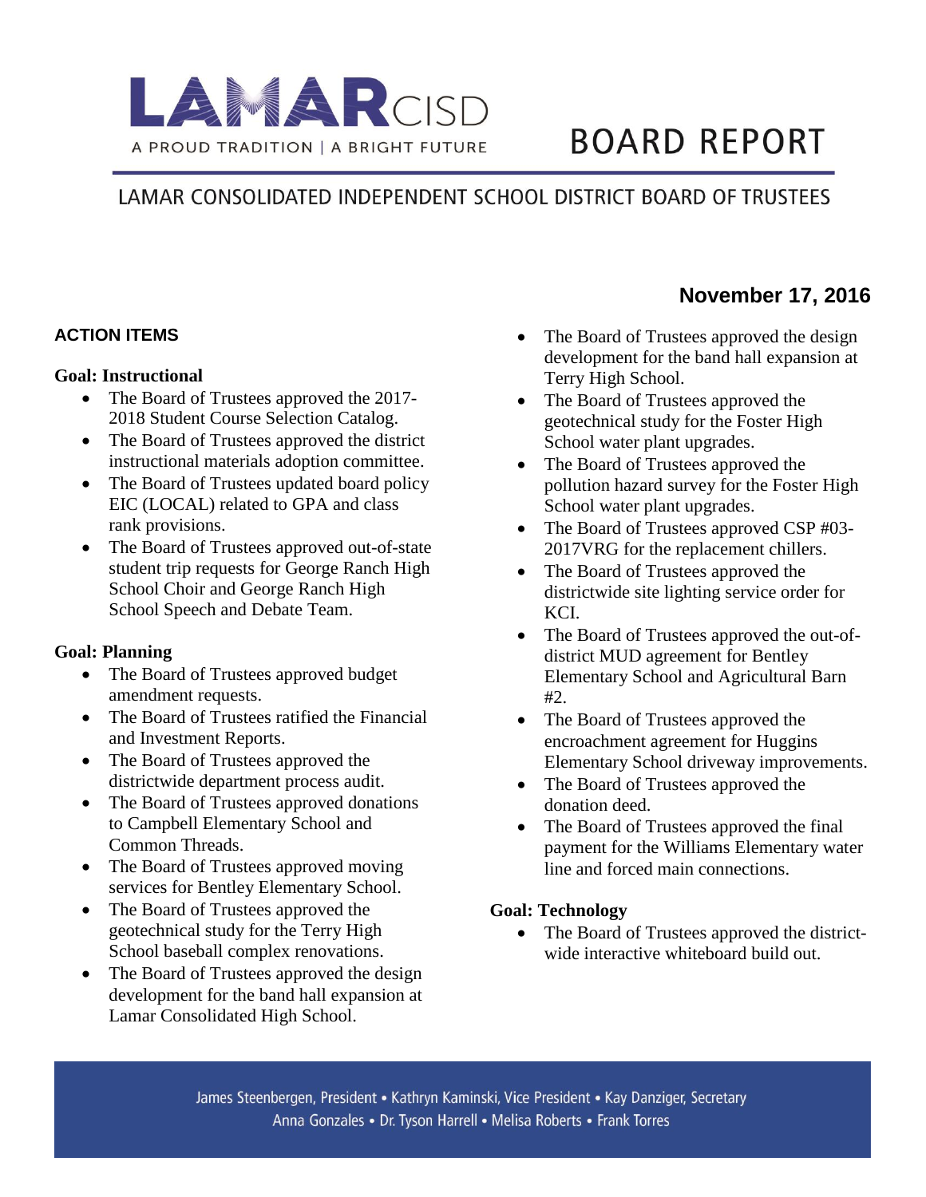# LAMAR CISD

A PROUD TRADITION | A BRIGHT FUTURE

# BOARD REPORT

## LAMAR CONSOLIDATED INDEPENDENT SCHOOL DISTRICT BOARD OF TRUSTEES

**November 17, 2016**

### ACTION ITEMS

**Goal: Instructional**

- The Board of Trustees approved the 2017-2018 Student Course Selection Catalog.
- The Board of Trustees approved the district instructional materials adoption committee.
- The Board of Trustees updated board policy EIC (LOCAL) related to GPA and class rank provisions.
- The Board of Trustees approved out-of-state student trip requests for George Ranch High School Choir and George Ranch High School Speech and Debate Team.

**Goal: Planning**

- The Board of Trustees approved budget amendment requests.
- The Board of Trustees ratified the Financial and Investment Reports.
- The Board of Trustees approved the districtwide department process audit.
- The Board of Trustees approved donations to Campbell Elementary School and Common Threads.
- The Board of Trustees approved moving services for Bentley Elementary School.
- The Board of Trustees approved the geotechnical study for the Terry High School baseball complex renovations.
- The Board of Trustees approved the design development for the band hall expansion at Lamar Consolidated High School.
- The Board of Trustees approved the design development for the band hall expansion at Terry High School.
- The Board of Trustees approved the geotechnical study for the Foster High School water plant upgrades.
- The Board of Trustees approved the pollution hazard survey for the Foster High School water plant upgrades.
- The Board of Trustees approved CSP #03-2017VRG for the replacement chillers.
- The Board of Trustees approved the districtwide site lighting service order for KCI.
- The Board of Trustees approved the out-of-district MUD agreement for Bentley Elementary School and Agricultural Barn #2.
- The Board of Trustees approved the encroachment agreement for Huggins Elementary School driveway improvements.
- The Board of Trustees approved the donation deed.
- The Board of Trustees approved the final payment for the Williams Elementary water line and forced main connections.

**Goal: Technology**

- The Board of Trustees approved the district-wide interactive whiteboard build out.

James Steenbergen, President • Kathryn Kaminski, Vice President • Kay Danziger, Secretary
Anna Gonzales • Dr. Tyson Harrell • Melisa Roberts • Frank Torres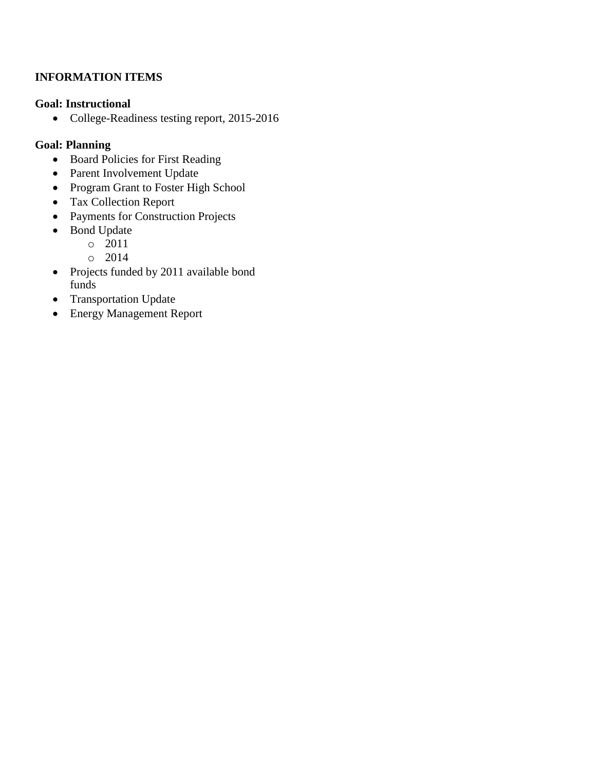**INFORMATION ITEMS**

**Goal: Instructional**

- College-Readiness testing report, 2015-2016

**Goal: Planning**

- Board Policies for First Reading
- Parent Involvement Update
- Program Grant to Foster High School
- Tax Collection Report
- Payments for Construction Projects
- Bond Update
  - 2011
  - 2014
- Projects funded by 2011 available bond funds
- Transportation Update
- Energy Management Report